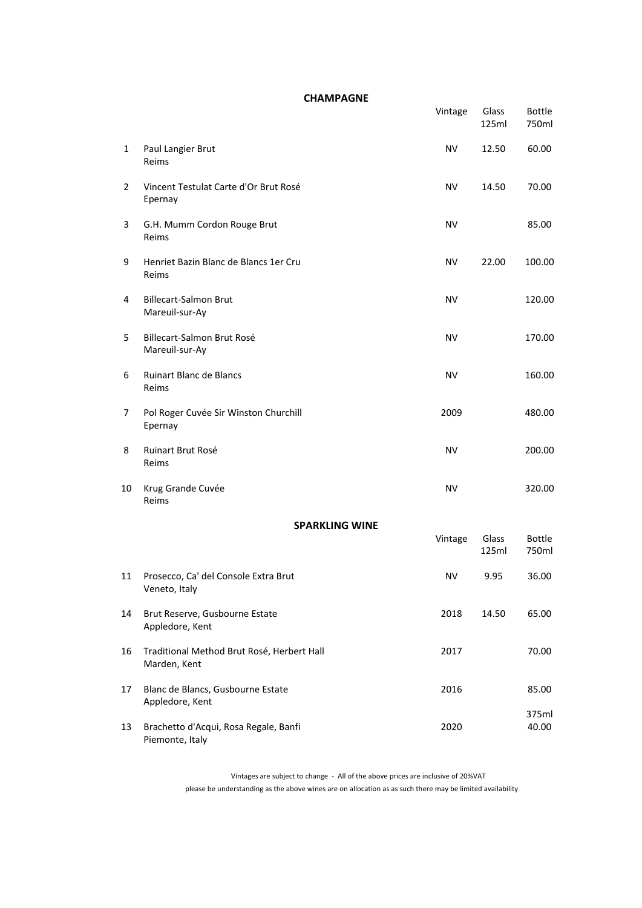## CHAMPAGNE

| | | Vintage | Glass 125ml | Bottle 750ml |
|---|---|---|---|---|
| 1 | Paul Langier Brut<br>Reims | NV | 12.50 | 60.00 |
| 2 | Vincent Testulat Carte d'Or Brut Rosé<br>Epernay | NV | 14.50 | 70.00 |
| 3 | G.H. Mumm Cordon Rouge Brut<br>Reims | NV | | 85.00 |
| 9 | Henriet Bazin Blanc de Blancs 1er Cru<br>Reims | NV | 22.00 | 100.00 |
| 4 | Billecart-Salmon Brut<br>Mareuil-sur-Ay | NV | | 120.00 |
| 5 | Billecart-Salmon Brut Rosé<br>Mareuil-sur-Ay | NV | | 170.00 |
| 6 | Ruinart Blanc de Blancs<br>Reims | NV | | 160.00 |
| 7 | Pol Roger Cuvée Sir Winston Churchill<br>Epernay | 2009 | | 480.00 |
| 8 | Ruinart Brut Rosé<br>Reims | NV | | 200.00 |
| 10 | Krug Grande Cuvée<br>Reims | NV | | 320.00 |

## SPARKLING WINE

| | | Vintage | Glass 125ml | Bottle 750ml |
|---|---|---|---|---|
| 11 | Prosecco, Ca' del Console Extra Brut<br>Veneto, Italy | NV | 9.95 | 36.00 |
| 14 | Brut Reserve, Gusbourne Estate<br>Appledore, Kent | 2018 | 14.50 | 65.00 |
| 16 | Traditional Method Brut Rosé, Herbert Hall<br>Marden, Kent | 2017 | | 70.00 |
| 17 | Blanc de Blancs, Gusbourne Estate<br>Appledore, Kent | 2016 | | 85.00 |
| 13 | Brachetto d'Acqui, Rosa Regale, Banfi<br>Piemonte, Italy | 2020 | | 375ml<br>40.00 |

Vintages are subject to change - All of the above prices are inclusive of 20%VAT

please be understanding as the above wines are on allocation as as such there may be limited availability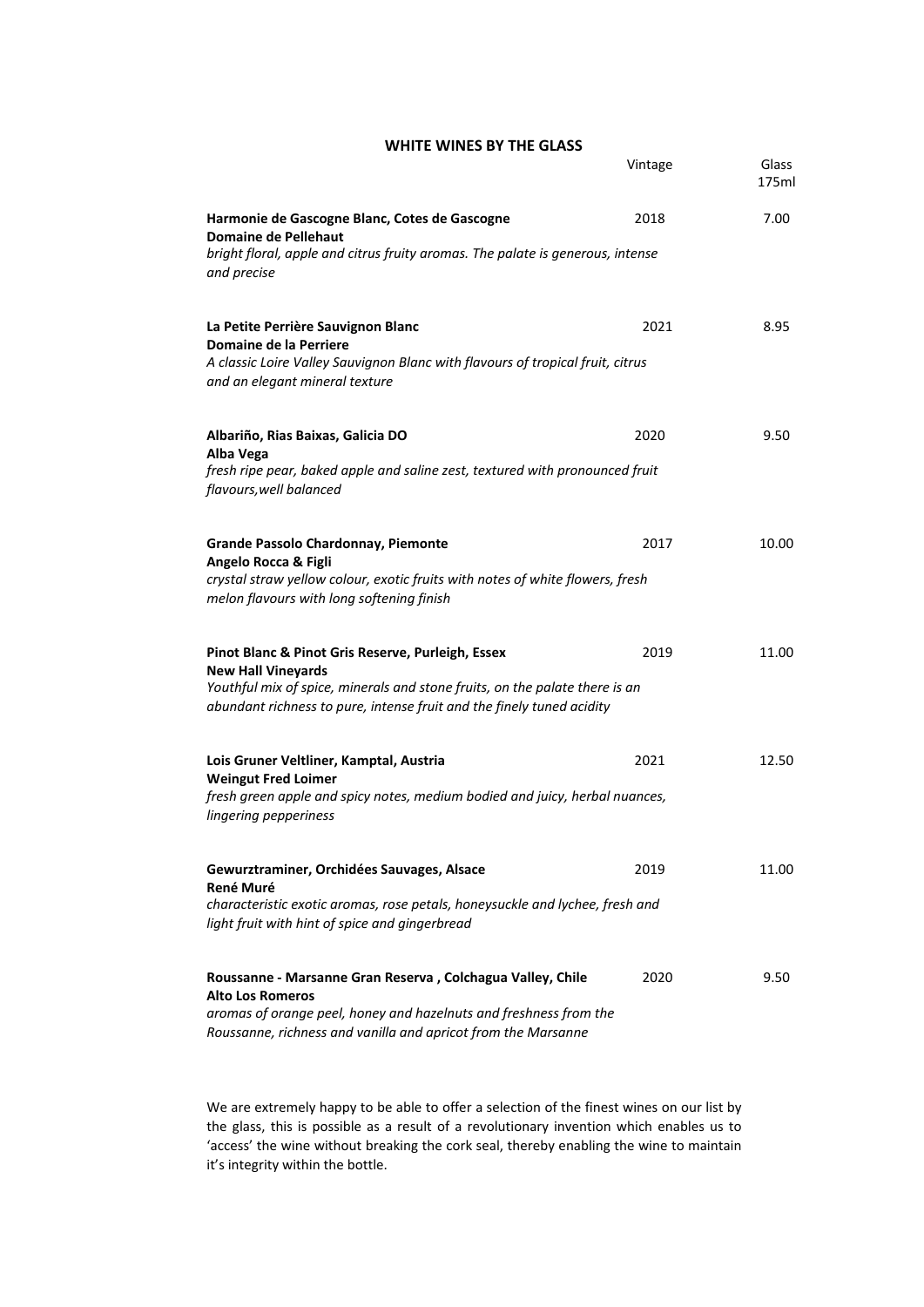## WHITE WINES BY THE GLASS

| | Vintage | Glass 175ml |
|---|---|---|
| **Harmonie de Gascogne Blanc, Cotes de Gascogne**<br>**Domaine de Pellehaut**<br>*bright floral, apple and citrus fruity aromas. The palate is generous, intense and precise* | 2018 | 7.00 |
| **La Petite Perrière Sauvignon Blanc**<br>**Domaine de la Perriere**<br>*A classic Loire Valley Sauvignon Blanc with flavours of tropical fruit, citrus and an elegant mineral texture* | 2021 | 8.95 |
| **Albariño, Rias Baixas, Galicia DO**<br>**Alba Vega**<br>*fresh ripe pear, baked apple and saline zest, textured with pronounced fruit flavours,well balanced* | 2020 | 9.50 |
| **Grande Passolo Chardonnay, Piemonte**<br>**Angelo Rocca & Figli**<br>*crystal straw yellow colour, exotic fruits with notes of white flowers, fresh melon flavours with long softening finish* | 2017 | 10.00 |
| **Pinot Blanc & Pinot Gris Reserve, Purleigh, Essex**<br>**New Hall Vineyards**<br>*Youthful mix of spice, minerals and stone fruits, on the palate there is an abundant richness to pure, intense fruit and the finely tuned acidity* | 2019 | 11.00 |
| **Lois Gruner Veltliner, Kamptal, Austria**<br>**Weingut Fred Loimer**<br>*fresh green apple and spicy notes, medium bodied and juicy, herbal nuances, lingering pepperiness* | 2021 | 12.50 |
| **Gewurztraminer, Orchidées Sauvages, Alsace**<br>**René Muré**<br>*characteristic exotic aromas, rose petals, honeysuckle and lychee, fresh and light fruit with hint of spice and gingerbread* | 2019 | 11.00 |
| **Roussanne - Marsanne Gran Reserva , Colchagua Valley, Chile**<br>**Alto Los Romeros**<br>*aromas of orange peel, honey and hazelnuts and freshness from the Roussanne, richness and vanilla and apricot from the Marsanne* | 2020 | 9.50 |

We are extremely happy to be able to offer a selection of the finest wines on our list by the glass, this is possible as a result of a revolutionary invention which enables us to 'access' the wine without breaking the cork seal, thereby enabling the wine to maintain it's integrity within the bottle.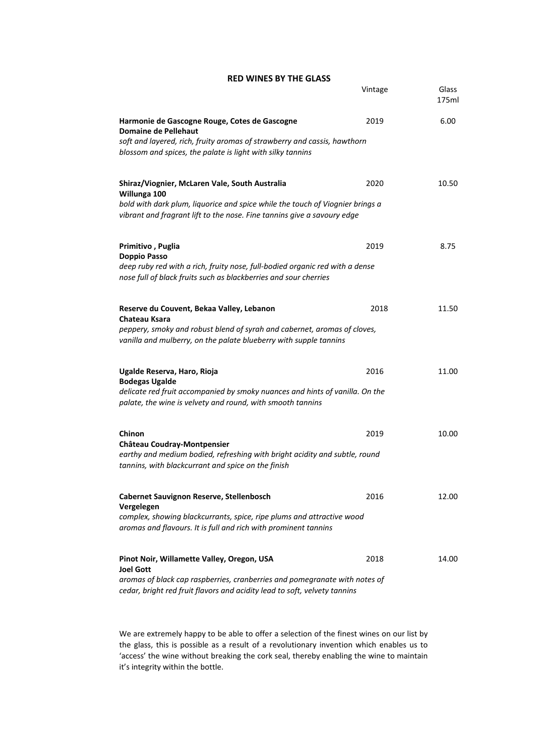## RED WINES BY THE GLASS

| | Vintage | Glass 175ml |
|---|---|---|
| **Harmonie de Gascogne Rouge, Cotes de Gascogne**<br>**Domaine de Pellehaut**<br>*soft and layered, rich, fruity aromas of strawberry and cassis, hawthorn blossom and spices, the palate is light with silky tannins* | 2019 | 6.00 |
| **Shiraz/Viognier, McLaren Vale, South Australia**<br>**Willunga 100**<br>*bold with dark plum, liquorice and spice while the touch of Viognier brings a vibrant and fragrant lift to the nose. Fine tannins give a savoury edge* | 2020 | 10.50 |
| **Primitivo , Puglia**<br>**Doppio Passo**<br>*deep ruby red with a rich, fruity nose, full-bodied organic red with a dense nose full of black fruits such as blackberries and sour cherries* | 2019 | 8.75 |
| **Reserve du Couvent, Bekaa Valley, Lebanon**<br>**Chateau Ksara**<br>*peppery, smoky and robust blend of syrah and cabernet, aromas of cloves, vanilla and mulberry, on the palate blueberry with supple tannins* | 2018 | 11.50 |
| **Ugalde Reserva, Haro, Rioja**<br>**Bodegas Ugalde**<br>*delicate red fruit accompanied by smoky nuances and hints of vanilla. On the palate, the wine is velvety and round, with smooth tannins* | 2016 | 11.00 |
| **Chinon**<br>**Château Coudray-Montpensier**<br>*earthy and medium bodied, refreshing with bright acidity and subtle, round tannins, with blackcurrant and spice on the finish* | 2019 | 10.00 |
| **Cabernet Sauvignon Reserve, Stellenbosch**<br>**Vergelegen**<br>*complex, showing blackcurrants, spice, ripe plums and attractive wood aromas and flavours. It is full and rich with prominent tannins* | 2016 | 12.00 |
| **Pinot Noir, Willamette Valley, Oregon, USA**<br>**Joel Gott**<br>*aromas of black cap raspberries, cranberries and pomegranate with notes of cedar, bright red fruit flavors and acidity lead to soft, velvety tannins* | 2018 | 14.00 |

We are extremely happy to be able to offer a selection of the finest wines on our list by the glass, this is possible as a result of a revolutionary invention which enables us to 'access' the wine without breaking the cork seal, thereby enabling the wine to maintain it's integrity within the bottle.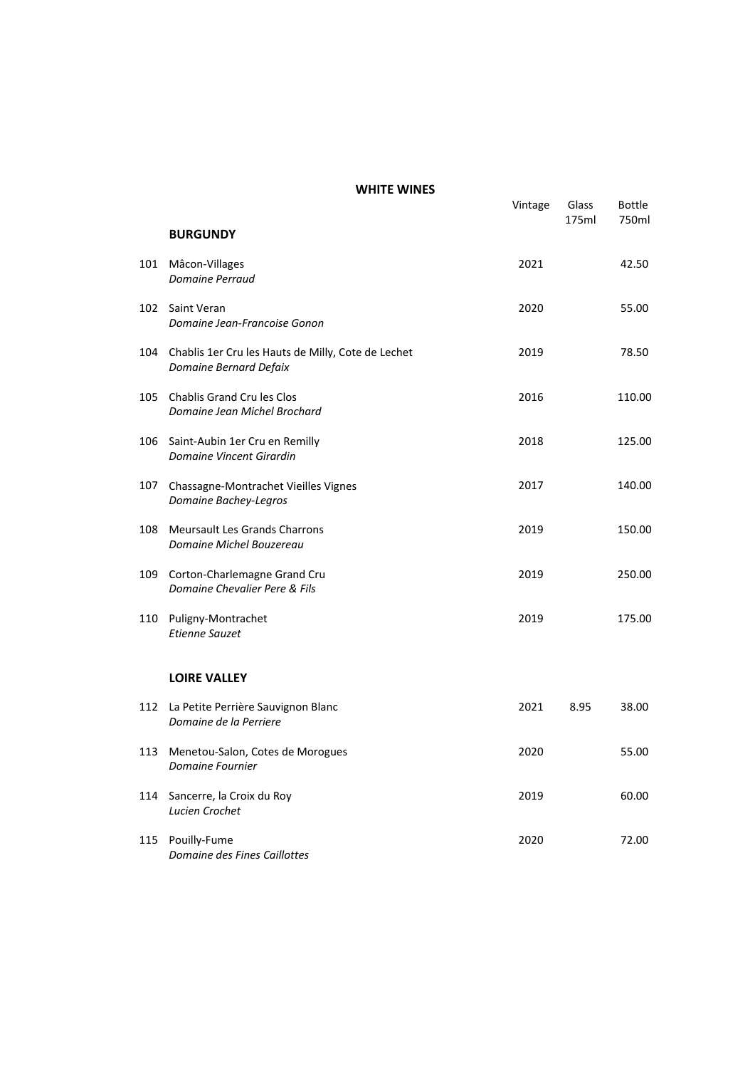# WHITE WINES

| | | Vintage | Glass 175ml | Bottle 750ml |
|---|---|---|---|---|
| | **BURGUNDY** | | | |
| 101 | Mâcon-Villages<br>*Domaine Perraud* | 2021 | | 42.50 |
| 102 | Saint Veran<br>*Domaine Jean-Francoise Gonon* | 2020 | | 55.00 |
| 104 | Chablis 1er Cru les Hauts de Milly, Cote de Lechet<br>*Domaine Bernard Defaix* | 2019 | | 78.50 |
| 105 | Chablis Grand Cru les Clos<br>*Domaine Jean Michel Brochard* | 2016 | | 110.00 |
| 106 | Saint-Aubin 1er Cru en Remilly<br>*Domaine Vincent Girardin* | 2018 | | 125.00 |
| 107 | Chassagne-Montrachet Vieilles Vignes<br>*Domaine Bachey-Legros* | 2017 | | 140.00 |
| 108 | Meursault Les Grands Charrons<br>*Domaine Michel Bouzereau* | 2019 | | 150.00 |
| 109 | Corton-Charlemagne Grand Cru<br>*Domaine Chevalier Pere & Fils* | 2019 | | 250.00 |
| 110 | Puligny-Montrachet<br>*Etienne Sauzet* | 2019 | | 175.00 |
| | **LOIRE VALLEY** | | | |
| 112 | La Petite Perrière Sauvignon Blanc<br>*Domaine de la Perriere* | 2021 | 8.95 | 38.00 |
| 113 | Menetou-Salon, Cotes de Morogues<br>*Domaine Fournier* | 2020 | | 55.00 |
| 114 | Sancerre, la Croix du Roy<br>*Lucien Crochet* | 2019 | | 60.00 |
| 115 | Pouilly-Fume<br>*Domaine des Fines Caillottes* | 2020 | | 72.00 |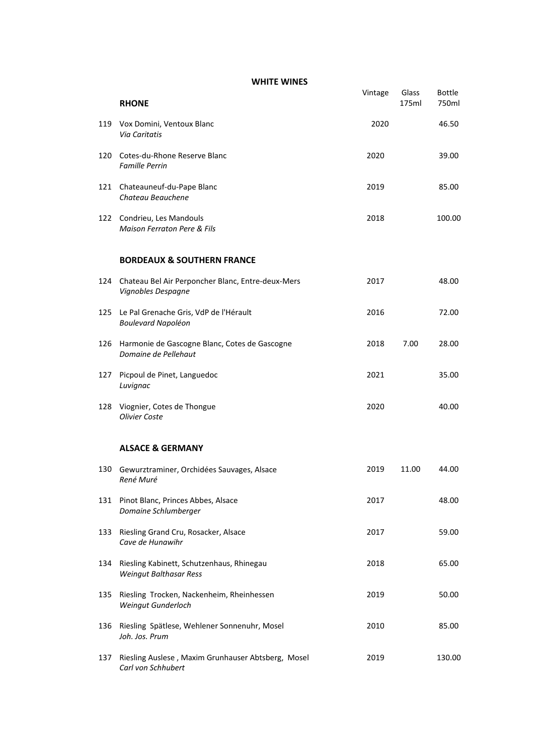## WHITE WINES

| | RHONE | Vintage | Glass 175ml | Bottle 750ml |
|---|---|---|---|---|
| 119 | Vox Domini, Ventoux Blanc<br>*Via Caritatis* | 2020 | | 46.50 |
| 120 | Cotes-du-Rhone Reserve Blanc<br>*Famille Perrin* | 2020 | | 39.00 |
| 121 | Chateauneuf-du-Pape Blanc<br>*Chateau Beauchene* | 2019 | | 85.00 |
| 122 | Condrieu, Les Mandouls<br>*Maison Ferraton Pere & Fils* | 2018 | | 100.00 |
| | **BORDEAUX & SOUTHERN FRANCE** | | | |
| 124 | Chateau Bel Air Perponcher Blanc, Entre-deux-Mers<br>*Vignobles Despagne* | 2017 | | 48.00 |
| 125 | Le Pal Grenache Gris, VdP de l'Hérault<br>*Boulevard Napoléon* | 2016 | | 72.00 |
| 126 | Harmonie de Gascogne Blanc, Cotes de Gascogne<br>*Domaine de Pellehaut* | 2018 | 7.00 | 28.00 |
| 127 | Picpoul de Pinet, Languedoc<br>*Luvignac* | 2021 | | 35.00 |
| 128 | Viognier, Cotes de Thongue<br>*Olivier Coste* | 2020 | | 40.00 |
| | **ALSACE & GERMANY** | | | |
| 130 | Gewurztraminer, Orchidées Sauvages, Alsace<br>*René Muré* | 2019 | 11.00 | 44.00 |
| 131 | Pinot Blanc, Princes Abbes, Alsace<br>*Domaine Schlumberger* | 2017 | | 48.00 |
| 133 | Riesling Grand Cru, Rosacker, Alsace<br>*Cave de Hunawihr* | 2017 | | 59.00 |
| 134 | Riesling Kabinett, Schutzenhaus, Rhinegau<br>*Weingut Balthasar Ress* | 2018 | | 65.00 |
| 135 | Riesling Trocken, Nackenheim, Rheinhessen<br>*Weingut Gunderloch* | 2019 | | 50.00 |
| 136 | Riesling Spätlese, Wehlener Sonnenuhr, Mosel<br>*Joh. Jos. Prum* | 2010 | | 85.00 |
| 137 | Riesling Auslese , Maxim Grunhauser Abtsberg, Mosel<br>*Carl von Schhubert* | 2019 | | 130.00 |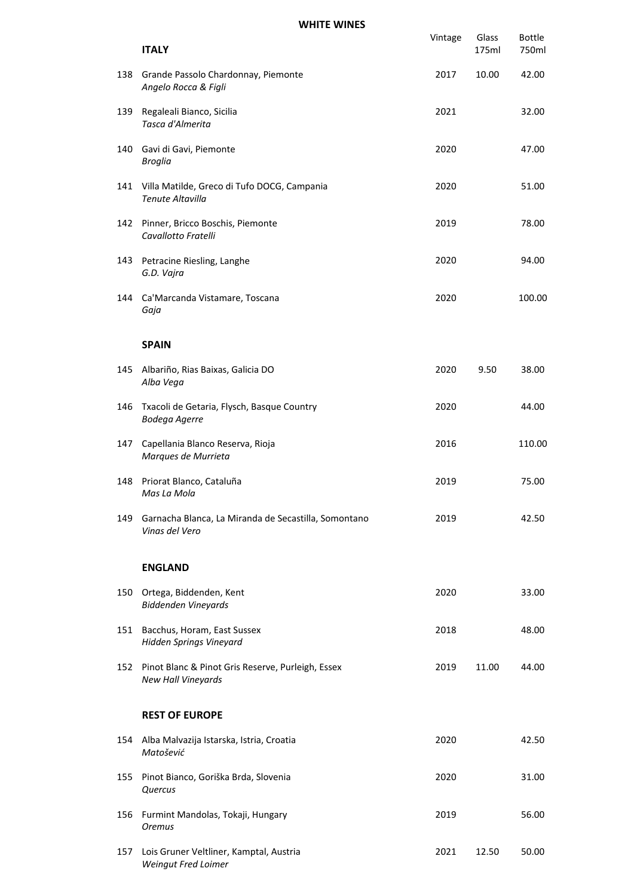# WHITE WINES

| | ITALY | Vintage | Glass 175ml | Bottle 750ml |
|---|---|---|---|---|
| 138 | Grande Passolo Chardonnay, Piemonte<br>*Angelo Rocca & Figli* | 2017 | 10.00 | 42.00 |
| 139 | Regaleali Bianco, Sicilia<br>*Tasca d'Almerita* | 2021 | | 32.00 |
| 140 | Gavi di Gavi, Piemonte<br>*Broglia* | 2020 | | 47.00 |
| 141 | Villa Matilde, Greco di Tufo DOCG, Campania<br>*Tenute Altavilla* | 2020 | | 51.00 |
| 142 | Pinner, Bricco Boschis, Piemonte<br>*Cavallotto Fratelli* | 2019 | | 78.00 |
| 143 | Petracine Riesling, Langhe<br>*G.D. Vajra* | 2020 | | 94.00 |
| 144 | Ca'Marcanda Vistamare, Toscana<br>*Gaja* | 2020 | | 100.00 |
| | **SPAIN** | | | |
| 145 | Albariño, Rias Baixas, Galicia DO<br>*Alba Vega* | 2020 | 9.50 | 38.00 |
| 146 | Txacoli de Getaria, Flysch, Basque Country<br>*Bodega Agerre* | 2020 | | 44.00 |
| 147 | Capellania Blanco Reserva, Rioja<br>*Marques de Murrieta* | 2016 | | 110.00 |
| 148 | Priorat Blanco, Cataluña<br>*Mas La Mola* | 2019 | | 75.00 |
| 149 | Garnacha Blanca, La Miranda de Secastilla, Somontano<br>*Vinas del Vero* | 2019 | | 42.50 |
| | **ENGLAND** | | | |
| 150 | Ortega, Biddenden, Kent<br>*Biddenden Vineyards* | 2020 | | 33.00 |
| 151 | Bacchus, Horam, East Sussex<br>*Hidden Springs Vineyard* | 2018 | | 48.00 |
| 152 | Pinot Blanc & Pinot Gris Reserve, Purleigh, Essex<br>*New Hall Vineyards* | 2019 | 11.00 | 44.00 |
| | **REST OF EUROPE** | | | |
| 154 | Alba Malvazija Istarska, Istria, Croatia<br>*Matošević* | 2020 | | 42.50 |
| 155 | Pinot Bianco, Goriška Brda, Slovenia<br>*Quercus* | 2020 | | 31.00 |
| 156 | Furmint Mandolas, Tokaji, Hungary<br>*Oremus* | 2019 | | 56.00 |
| 157 | Lois Gruner Veltliner, Kamptal, Austria<br>*Weingut Fred Loimer* | 2021 | 12.50 | 50.00 |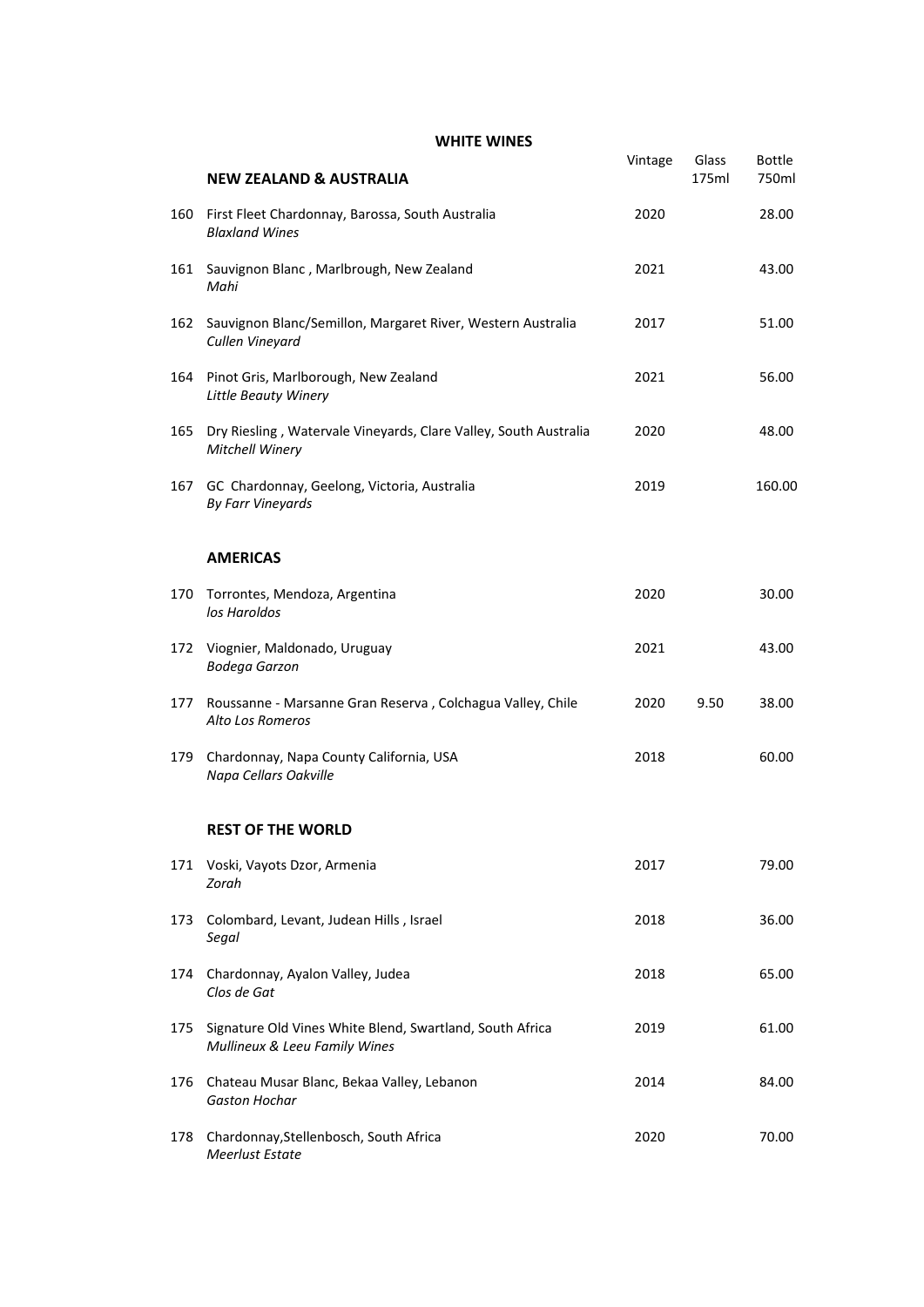# WHITE WINES

| | NEW ZEALAND & AUSTRALIA | Vintage | Glass 175ml | Bottle 750ml |
|---|---|---|---|---|
| 160 | First Fleet Chardonnay, Barossa, South Australia<br>*Blaxland Wines* | 2020 | | 28.00 |
| 161 | Sauvignon Blanc , Marlbrough, New Zealand<br>*Mahi* | 2021 | | 43.00 |
| 162 | Sauvignon Blanc/Semillon, Margaret River, Western Australia<br>*Cullen Vineyard* | 2017 | | 51.00 |
| 164 | Pinot Gris, Marlborough, New Zealand<br>*Little Beauty Winery* | 2021 | | 56.00 |
| 165 | Dry Riesling , Watervale Vineyards, Clare Valley, South Australia<br>*Mitchell Winery* | 2020 | | 48.00 |
| 167 | GC Chardonnay, Geelong, Victoria, Australia<br>*By Farr Vineyards* | 2019 | | 160.00 |
| | **AMERICAS** | | | |
| 170 | Torrontes, Mendoza, Argentina<br>*los Haroldos* | 2020 | | 30.00 |
| 172 | Viognier, Maldonado, Uruguay<br>*Bodega Garzon* | 2021 | | 43.00 |
| 177 | Roussanne - Marsanne Gran Reserva , Colchagua Valley, Chile<br>*Alto Los Romeros* | 2020 | 9.50 | 38.00 |
| 179 | Chardonnay, Napa County California, USA<br>*Napa Cellars Oakville* | 2018 | | 60.00 |
| | **REST OF THE WORLD** | | | |
| 171 | Voski, Vayots Dzor, Armenia<br>*Zorah* | 2017 | | 79.00 |
| 173 | Colombard, Levant, Judean Hills , Israel<br>*Segal* | 2018 | | 36.00 |
| 174 | Chardonnay, Ayalon Valley, Judea<br>*Clos de Gat* | 2018 | | 65.00 |
| 175 | Signature Old Vines White Blend, Swartland, South Africa<br>*Mullineux & Leeu Family Wines* | 2019 | | 61.00 |
| 176 | Chateau Musar Blanc, Bekaa Valley, Lebanon<br>*Gaston Hochar* | 2014 | | 84.00 |
| 178 | Chardonnay,Stellenbosch, South Africa<br>*Meerlust Estate* | 2020 | | 70.00 |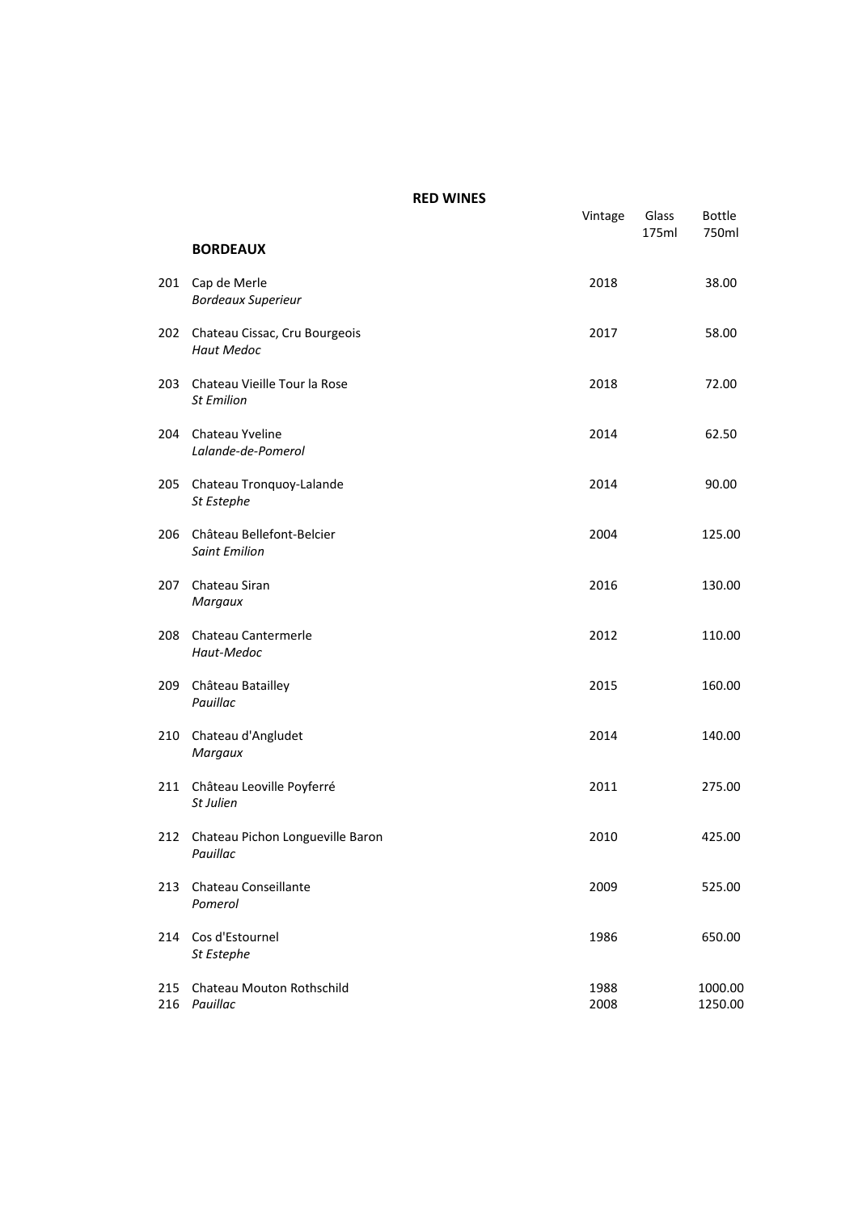# RED WINES

| | | Vintage | Glass 175ml | Bottle 750ml |
|---|---|---|---|---|
| | **BORDEAUX** | | | |
| 201 | Cap de Merle<br>*Bordeaux Superieur* | 2018 | | 38.00 |
| 202 | Chateau Cissac, Cru Bourgeois<br>*Haut Medoc* | 2017 | | 58.00 |
| 203 | Chateau Vieille Tour la Rose<br>*St Emilion* | 2018 | | 72.00 |
| 204 | Chateau Yveline<br>*Lalande-de-Pomerol* | 2014 | | 62.50 |
| 205 | Chateau Tronquoy-Lalande<br>*St Estephe* | 2014 | | 90.00 |
| 206 | Château Bellefont-Belcier<br>*Saint Emilion* | 2004 | | 125.00 |
| 207 | Chateau Siran<br>*Margaux* | 2016 | | 130.00 |
| 208 | Chateau Cantermerle<br>*Haut-Medoc* | 2012 | | 110.00 |
| 209 | Château Batailley<br>*Pauillac* | 2015 | | 160.00 |
| 210 | Chateau d'Angludet<br>*Margaux* | 2014 | | 140.00 |
| 211 | Château Leoville Poyferré<br>*St Julien* | 2011 | | 275.00 |
| 212 | Chateau Pichon Longueville Baron<br>*Pauillac* | 2010 | | 425.00 |
| 213 | Chateau Conseillante<br>*Pomerol* | 2009 | | 525.00 |
| 214 | Cos d'Estournel<br>*St Estephe* | 1986 | | 650.00 |
| 215 | Chateau Mouton Rothschild | 1988 | | 1000.00 |
| 216 | *Pauillac* | 2008 | | 1250.00 |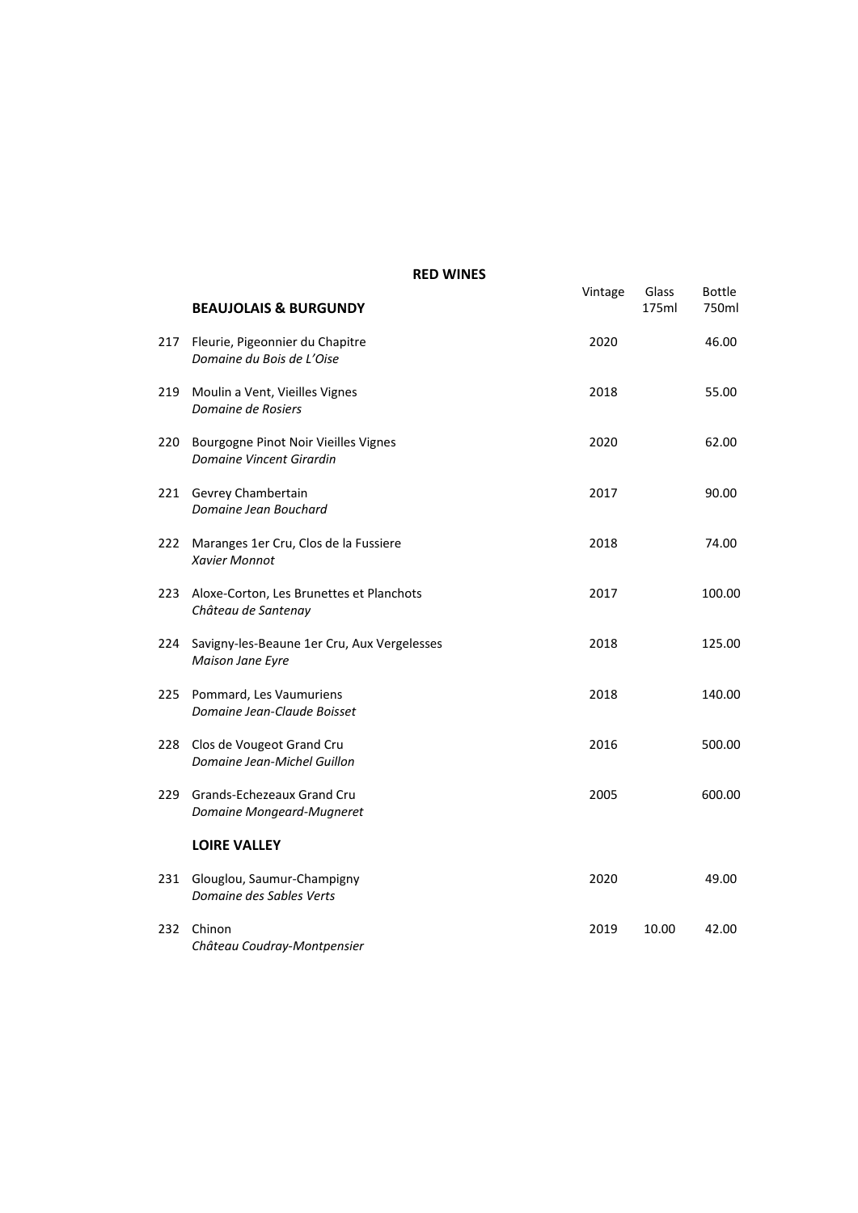# RED WINES

| | BEAUJOLAIS & BURGUNDY | Vintage | Glass 175ml | Bottle 750ml |
|---|---|---|---|---|
| 217 | Fleurie, Pigeonnier du Chapitre<br>*Domaine du Bois de L'Oise* | 2020 | | 46.00 |
| 219 | Moulin a Vent, Vieilles Vignes<br>*Domaine de Rosiers* | 2018 | | 55.00 |
| 220 | Bourgogne Pinot Noir Vieilles Vignes<br>*Domaine Vincent Girardin* | 2020 | | 62.00 |
| 221 | Gevrey Chambertain<br>*Domaine Jean Bouchard* | 2017 | | 90.00 |
| 222 | Maranges 1er Cru, Clos de la Fussiere<br>*Xavier Monnot* | 2018 | | 74.00 |
| 223 | Aloxe-Corton, Les Brunettes et Planchots<br>*Château de Santenay* | 2017 | | 100.00 |
| 224 | Savigny-les-Beaune 1er Cru, Aux Vergelesses<br>*Maison Jane Eyre* | 2018 | | 125.00 |
| 225 | Pommard, Les Vaumuriens<br>*Domaine Jean-Claude Boisset* | 2018 | | 140.00 |
| 228 | Clos de Vougeot Grand Cru<br>*Domaine Jean-Michel Guillon* | 2016 | | 500.00 |
| 229 | Grands-Echezeaux Grand Cru<br>*Domaine Mongeard-Mugneret* | 2005 | | 600.00 |
| | **LOIRE VALLEY** | | | |
| 231 | Glouglou, Saumur-Champigny<br>*Domaine des Sables Verts* | 2020 | | 49.00 |
| 232 | Chinon<br>*Château Coudray-Montpensier* | 2019 | 10.00 | 42.00 |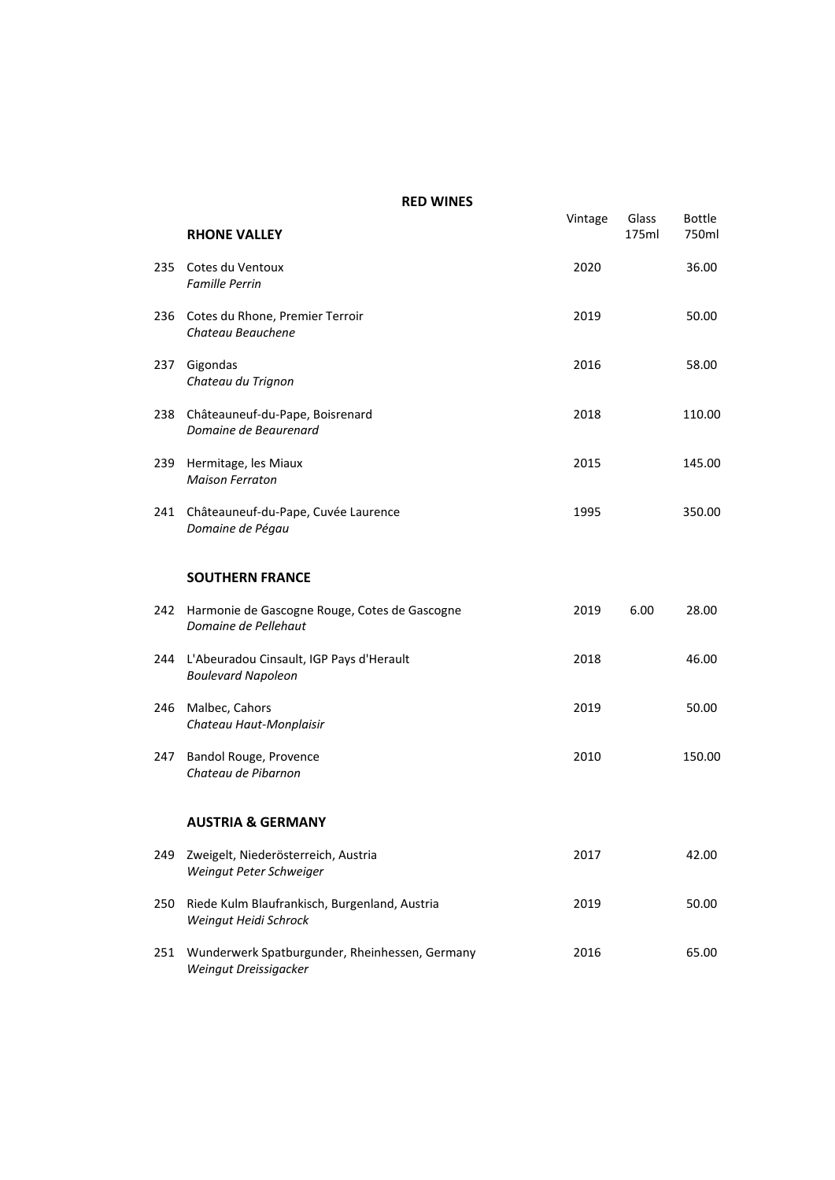## RED WINES

| | RHONE VALLEY | Vintage | Glass 175ml | Bottle 750ml |
|---|---|---|---|---|
| 235 | Cotes du Ventoux<br>*Famille Perrin* | 2020 | | 36.00 |
| 236 | Cotes du Rhone, Premier Terroir<br>*Chateau Beauchene* | 2019 | | 50.00 |
| 237 | Gigondas<br>*Chateau du Trignon* | 2016 | | 58.00 |
| 238 | Châteauneuf-du-Pape, Boisrenard<br>*Domaine de Beaurenard* | 2018 | | 110.00 |
| 239 | Hermitage, les Miaux<br>*Maison Ferraton* | 2015 | | 145.00 |
| 241 | Châteauneuf-du-Pape, Cuvée Laurence<br>*Domaine de Pégau* | 1995 | | 350.00 |
| | **SOUTHERN FRANCE** | | | |
| 242 | Harmonie de Gascogne Rouge, Cotes de Gascogne<br>*Domaine de Pellehaut* | 2019 | 6.00 | 28.00 |
| 244 | L'Abeuradou Cinsault, IGP Pays d'Herault<br>*Boulevard Napoleon* | 2018 | | 46.00 |
| 246 | Malbec, Cahors<br>*Chateau Haut-Monplaisir* | 2019 | | 50.00 |
| 247 | Bandol Rouge, Provence<br>*Chateau de Pibarnon* | 2010 | | 150.00 |
| | **AUSTRIA & GERMANY** | | | |
| 249 | Zweigelt, Niederösterreich, Austria<br>*Weingut Peter Schweiger* | 2017 | | 42.00 |
| 250 | Riede Kulm Blaufrankisch, Burgenland, Austria<br>*Weingut Heidi Schrock* | 2019 | | 50.00 |
| 251 | Wunderwerk Spatburgunder, Rheinhessen, Germany<br>*Weingut Dreissigacker* | 2016 | | 65.00 |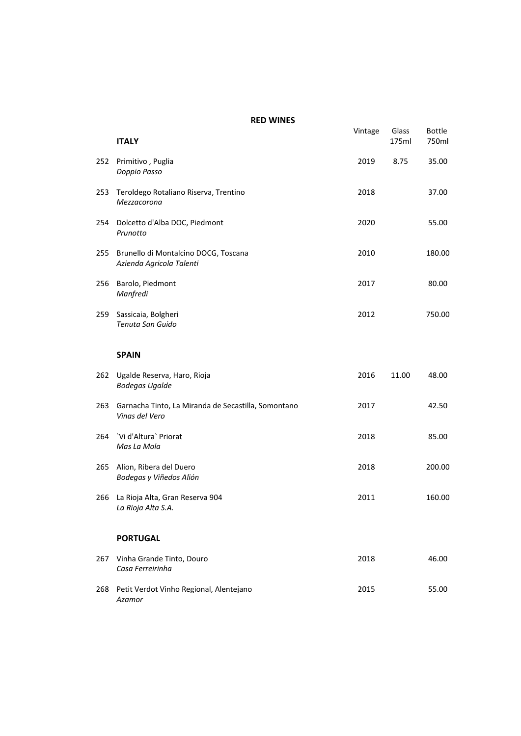## RED WINES

| | ITALY | Vintage | Glass 175ml | Bottle 750ml |
|---|---|---|---|---|
| 252 | Primitivo , Puglia<br>*Doppio Passo* | 2019 | 8.75 | 35.00 |
| 253 | Teroldego Rotaliano Riserva, Trentino<br>*Mezzacorona* | 2018 | | 37.00 |
| 254 | Dolcetto d'Alba DOC, Piedmont<br>*Prunotto* | 2020 | | 55.00 |
| 255 | Brunello di Montalcino DOCG, Toscana<br>*Azienda Agricola Talenti* | 2010 | | 180.00 |
| 256 | Barolo, Piedmont<br>*Manfredi* | 2017 | | 80.00 |
| 259 | Sassicaia, Bolgheri<br>*Tenuta San Guido* | 2012 | | 750.00 |

### SPAIN

| | | Vintage | Glass 175ml | Bottle 750ml |
|---|---|---|---|---|
| 262 | Ugalde Reserva, Haro, Rioja<br>*Bodegas Ugalde* | 2016 | 11.00 | 48.00 |
| 263 | Garnacha Tinto, La Miranda de Secastilla, Somontano<br>*Vinas del Vero* | 2017 | | 42.50 |
| 264 | `Vi d'Altura` Priorat<br>*Mas La Mola* | 2018 | | 85.00 |
| 265 | Alion, Ribera del Duero<br>*Bodegas y Viñedos Alión* | 2018 | | 200.00 |
| 266 | La Rioja Alta, Gran Reserva 904<br>*La Rioja Alta S.A.* | 2011 | | 160.00 |

### PORTUGAL

| | | Vintage | Glass 175ml | Bottle 750ml |
|---|---|---|---|---|
| 267 | Vinha Grande Tinto, Douro<br>*Casa Ferreirinha* | 2018 | | 46.00 |
| 268 | Petit Verdot Vinho Regional, Alentejano<br>*Azamor* | 2015 | | 55.00 |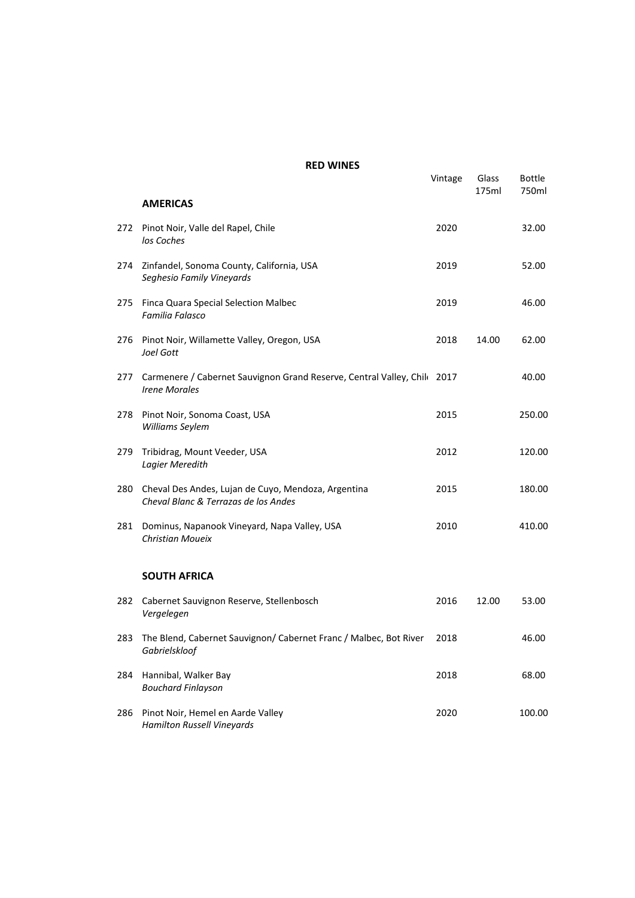## RED WINES

| | | Vintage | Glass 175ml | Bottle 750ml |
|---|---|---|---|---|
| | **AMERICAS** | | | |
| 272 | Pinot Noir, Valle del Rapel, Chile<br>*los Coches* | 2020 | | 32.00 |
| 274 | Zinfandel, Sonoma County, California, USA<br>*Seghesio Family Vineyards* | 2019 | | 52.00 |
| 275 | Finca Quara Special Selection Malbec<br>*Familia Falasco* | 2019 | | 46.00 |
| 276 | Pinot Noir, Willamette Valley, Oregon, USA<br>*Joel Gott* | 2018 | 14.00 | 62.00 |
| 277 | Carmenere / Cabernet Sauvignon Grand Reserve, Central Valley, Chile<br>*Irene Morales* | 2017 | | 40.00 |
| 278 | Pinot Noir, Sonoma Coast, USA<br>*Williams Seylem* | 2015 | | 250.00 |
| 279 | Tribidrag, Mount Veeder, USA<br>*Lagier Meredith* | 2012 | | 120.00 |
| 280 | Cheval Des Andes, Lujan de Cuyo, Mendoza, Argentina<br>*Cheval Blanc & Terrazas de los Andes* | 2015 | | 180.00 |
| 281 | Dominus, Napanook Vineyard, Napa Valley, USA<br>*Christian Moueix* | 2010 | | 410.00 |
| | **SOUTH AFRICA** | | | |
| 282 | Cabernet Sauvignon Reserve, Stellenbosch<br>*Vergelegen* | 2016 | 12.00 | 53.00 |
| 283 | The Blend, Cabernet Sauvignon/ Cabernet Franc / Malbec, Bot River<br>*Gabrielskloof* | 2018 | | 46.00 |
| 284 | Hannibal, Walker Bay<br>*Bouchard Finlayson* | 2018 | | 68.00 |
| 286 | Pinot Noir, Hemel en Aarde Valley<br>*Hamilton Russell Vineyards* | 2020 | | 100.00 |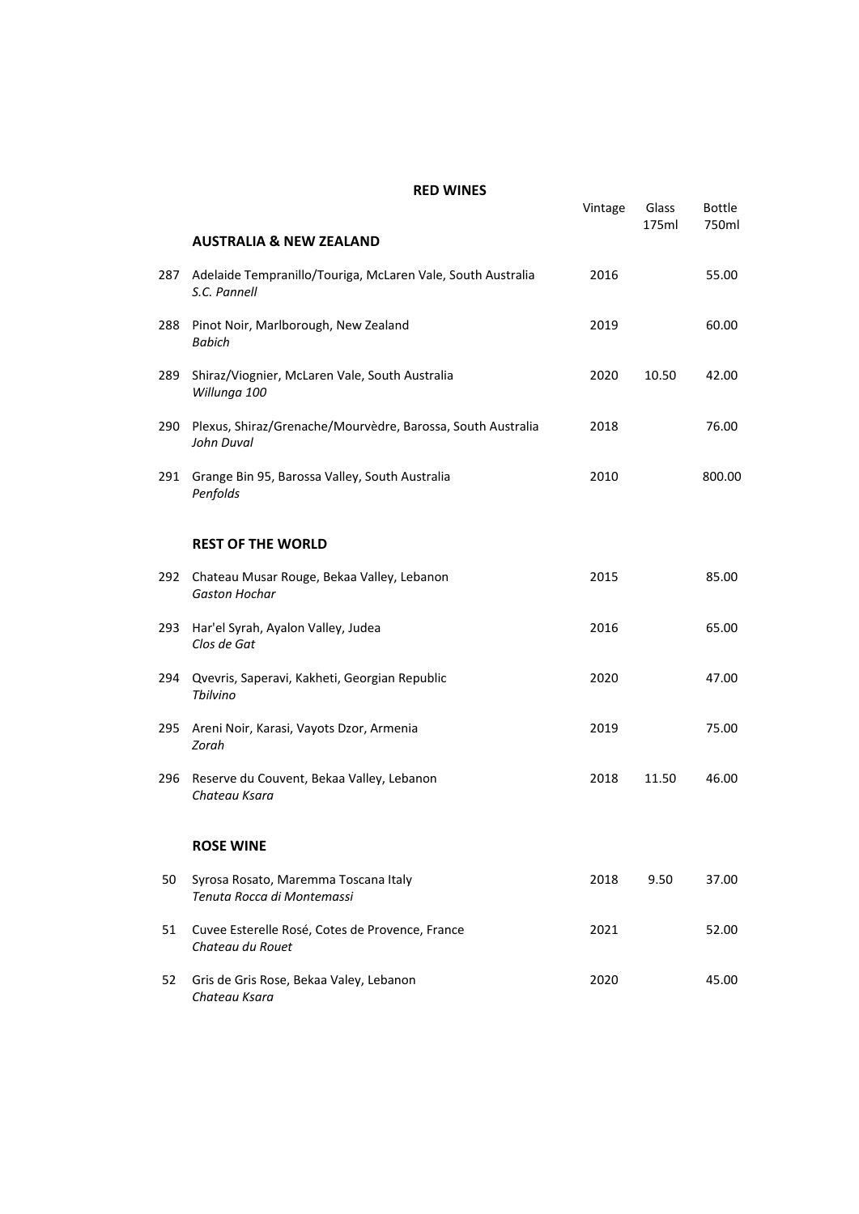## RED WINES

| | | Vintage | Glass 175ml | Bottle 750ml |
|---|---|---|---|---|
| | **AUSTRALIA & NEW ZEALAND** | | | |
| 287 | Adelaide Tempranillo/Touriga, McLaren Vale, South Australia *S.C. Pannell* | 2016 | | 55.00 |
| 288 | Pinot Noir, Marlborough, New Zealand *Babich* | 2019 | | 60.00 |
| 289 | Shiraz/Viognier, McLaren Vale, South Australia *Willunga 100* | 2020 | 10.50 | 42.00 |
| 290 | Plexus, Shiraz/Grenache/Mourvèdre, Barossa, South Australia *John Duval* | 2018 | | 76.00 |
| 291 | Grange Bin 95, Barossa Valley, South Australia *Penfolds* | 2010 | | 800.00 |
| | **REST OF THE WORLD** | | | |
| 292 | Chateau Musar Rouge, Bekaa Valley, Lebanon *Gaston Hochar* | 2015 | | 85.00 |
| 293 | Har'el Syrah, Ayalon Valley, Judea *Clos de Gat* | 2016 | | 65.00 |
| 294 | Qvevris, Saperavi, Kakheti, Georgian Republic *Tbilvino* | 2020 | | 47.00 |
| 295 | Areni Noir, Karasi, Vayots Dzor, Armenia *Zorah* | 2019 | | 75.00 |
| 296 | Reserve du Couvent, Bekaa Valley, Lebanon *Chateau Ksara* | 2018 | 11.50 | 46.00 |
| | **ROSE WINE** | | | |
| 50 | Syrosa Rosato, Maremma Toscana Italy *Tenuta Rocca di Montemassi* | 2018 | 9.50 | 37.00 |
| 51 | Cuvee Esterelle Rosé, Cotes de Provence, France *Chateau du Rouet* | 2021 | | 52.00 |
| 52 | Gris de Gris Rose, Bekaa Valey, Lebanon *Chateau Ksara* | 2020 | | 45.00 |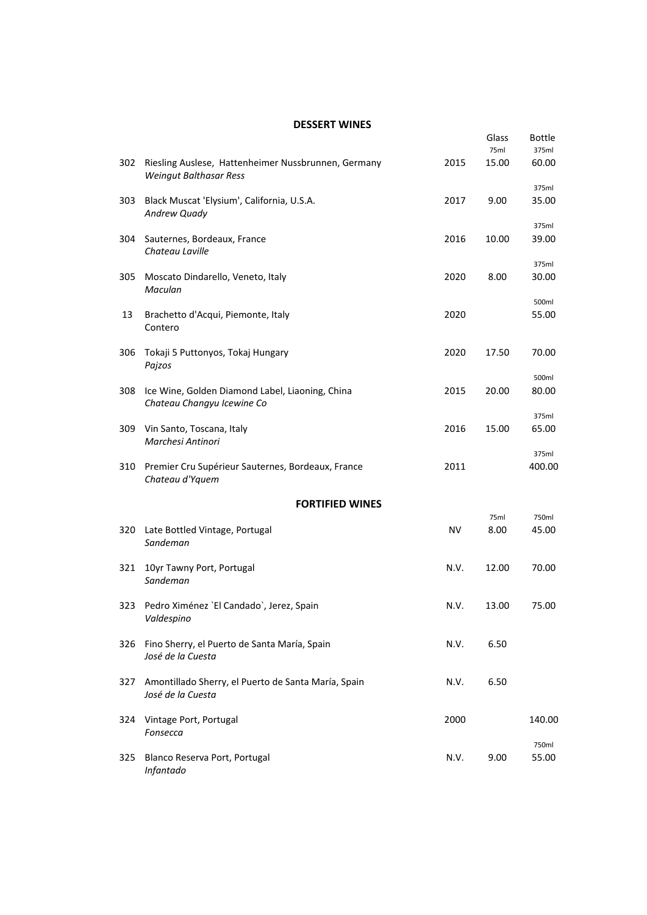## DESSERT WINES

| | | | Glass | Bottle |
|---|---|---|---|---|
| | | | 75ml | 375ml |
| 302 | Riesling Auslese, Hattenheimer Nussbrunnen, Germany<br>*Weingut Balthasar Ress* | 2015 | 15.00 | 60.00 |
| | | | | 375ml |
| 303 | Black Muscat 'Elysium', California, U.S.A.<br>*Andrew Quady* | 2017 | 9.00 | 35.00 |
| | | | | 375ml |
| 304 | Sauternes, Bordeaux, France<br>*Chateau Laville* | 2016 | 10.00 | 39.00 |
| | | | | 375ml |
| 305 | Moscato Dindarello, Veneto, Italy<br>*Maculan* | 2020 | 8.00 | 30.00 |
| | | | | 500ml |
| 13 | Brachetto d'Acqui, Piemonte, Italy<br>Contero | 2020 | | 55.00 |
| 306 | Tokaji 5 Puttonyos, Tokaj Hungary<br>*Pajzos* | 2020 | 17.50 | 70.00 |
| | | | | 500ml |
| 308 | Ice Wine, Golden Diamond Label, Liaoning, China<br>*Chateau Changyu Icewine Co* | 2015 | 20.00 | 80.00 |
| | | | | 375ml |
| 309 | Vin Santo, Toscana, Italy<br>*Marchesi Antinori* | 2016 | 15.00 | 65.00 |
| | | | | 375ml |
| 310 | Premier Cru Supérieur Sauternes, Bordeaux, France<br>*Chateau d'Yquem* | 2011 | | 400.00 |

## FORTIFIED WINES

| | | | | |
|---|---|---|---|---|
| | | | 75ml | 750ml |
| 320 | Late Bottled Vintage, Portugal<br>*Sandeman* | NV | 8.00 | 45.00 |
| 321 | 10yr Tawny Port, Portugal<br>*Sandeman* | N.V. | 12.00 | 70.00 |
| 323 | Pedro Ximénez `El Candado`, Jerez, Spain<br>*Valdespino* | N.V. | 13.00 | 75.00 |
| 326 | Fino Sherry, el Puerto de Santa María, Spain<br>*José de la Cuesta* | N.V. | 6.50 | |
| 327 | Amontillado Sherry, el Puerto de Santa María, Spain<br>*José de la Cuesta* | N.V. | 6.50 | |
| 324 | Vintage Port, Portugal<br>*Fonsecca* | 2000 | | 140.00 |
| | | | | 750ml |
| 325 | Blanco Reserva Port, Portugal<br>*Infantado* | N.V. | 9.00 | 55.00 |